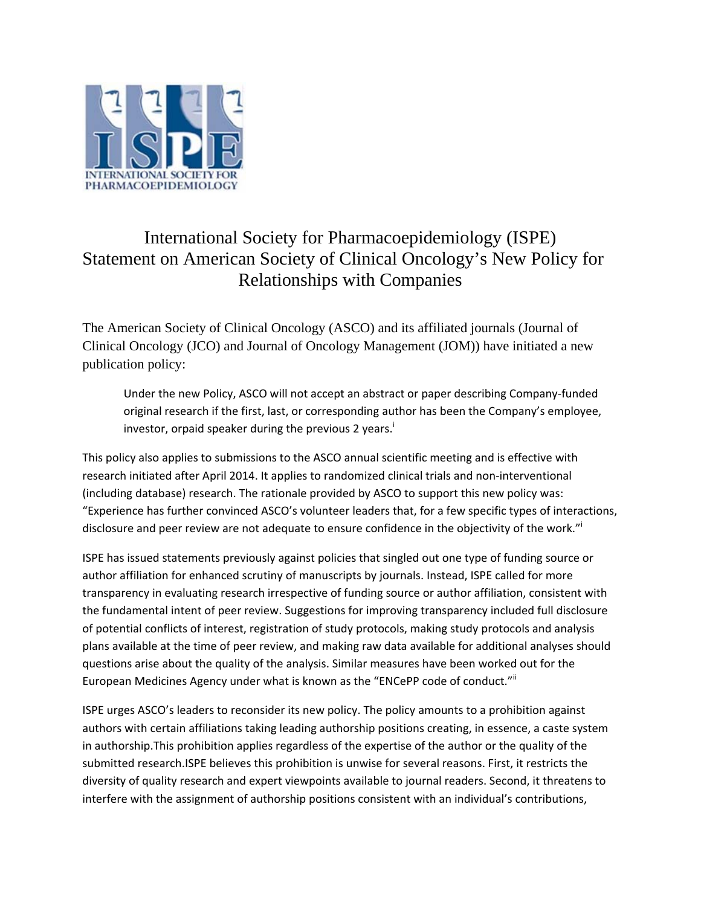# International Society for Pharmacoepidemiology (ISPE) Statement on American Society of Clinical Oncology's New Policy for Relationships with Companies

The American Society of Clinical Oncology (ASCO) and its affiliated journals (Journal of Clinical Oncology (JCO) and Journal of Oncology Management (JOM)) have initiated a new publication policy:

> Under the new Policy, ASCO will not accept an abstract or paper describing Company-funded original research if the first, last, or corresponding author has been the Company's employee, investor, orpaid speaker during the previous 2 years.[i]

This policy also applies to submissions to the ASCO annual scientific meeting and is effective with research initiated after April 2014. It applies to randomized clinical trials and non-interventional (including database) research. The rationale provided by ASCO to support this new policy was: "Experience has further convinced ASCO's volunteer leaders that, for a few specific types of interactions, disclosure and peer review are not adequate to ensure confidence in the objectivity of the work."[i]

ISPE has issued statements previously against policies that singled out one type of funding source or author affiliation for enhanced scrutiny of manuscripts by journals. Instead, ISPE called for more transparency in evaluating research irrespective of funding source or author affiliation, consistent with the fundamental intent of peer review. Suggestions for improving transparency included full disclosure of potential conflicts of interest, registration of study protocols, making study protocols and analysis plans available at the time of peer review, and making raw data available for additional analyses should questions arise about the quality of the analysis. Similar measures have been worked out for the European Medicines Agency under what is known as the "ENCePP code of conduct."[ii]

ISPE urges ASCO's leaders to reconsider its new policy. The policy amounts to a prohibition against authors with certain affiliations taking leading authorship positions creating, in essence, a caste system in authorship.This prohibition applies regardless of the expertise of the author or the quality of the submitted research.ISPE believes this prohibition is unwise for several reasons. First, it restricts the diversity of quality research and expert viewpoints available to journal readers. Second, it threatens to interfere with the assignment of authorship positions consistent with an individual's contributions,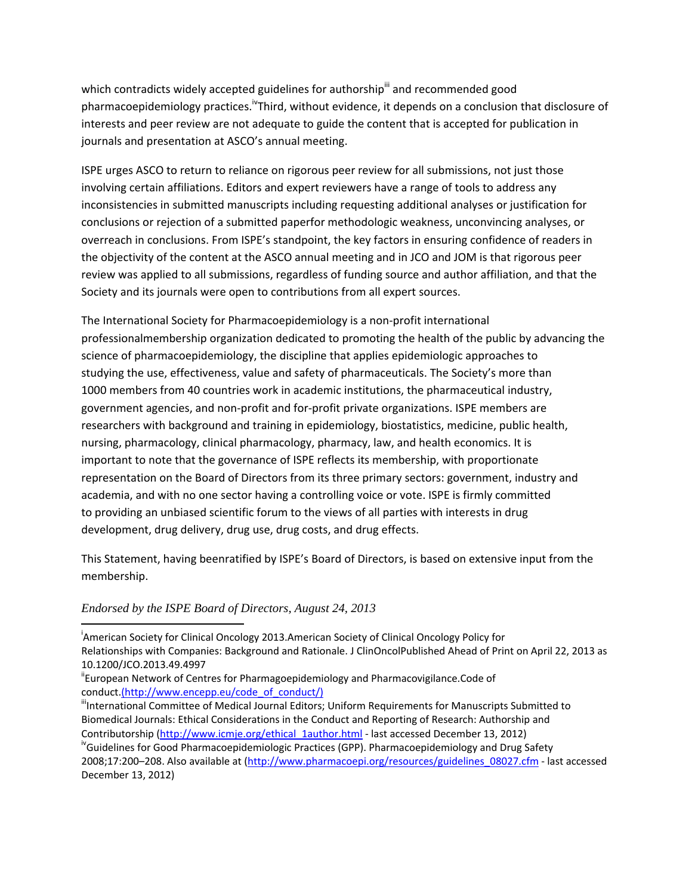which contradicts widely accepted guidelines for authorship[iii] and recommended good pharmacoepidemiology practices.[iv]Third, without evidence, it depends on a conclusion that disclosure of interests and peer review are not adequate to guide the content that is accepted for publication in journals and presentation at ASCO's annual meeting.

ISPE urges ASCO to return to reliance on rigorous peer review for all submissions, not just those involving certain affiliations. Editors and expert reviewers have a range of tools to address any inconsistencies in submitted manuscripts including requesting additional analyses or justification for conclusions or rejection of a submitted paperfor methodologic weakness, unconvincing analyses, or overreach in conclusions. From ISPE's standpoint, the key factors in ensuring confidence of readers in the objectivity of the content at the ASCO annual meeting and in JCO and JOM is that rigorous peer review was applied to all submissions, regardless of funding source and author affiliation, and that the Society and its journals were open to contributions from all expert sources.

The International Society for Pharmacoepidemiology is a non-profit international professionalmembership organization dedicated to promoting the health of the public by advancing the science of pharmacoepidemiology, the discipline that applies epidemiologic approaches to studying the use, effectiveness, value and safety of pharmaceuticals. The Society's more than 1000 members from 40 countries work in academic institutions, the pharmaceutical industry, government agencies, and non-profit and for-profit private organizations. ISPE members are researchers with background and training in epidemiology, biostatistics, medicine, public health, nursing, pharmacology, clinical pharmacology, pharmacy, law, and health economics. It is important to note that the governance of ISPE reflects its membership, with proportionate representation on the Board of Directors from its three primary sectors: government, industry and academia, and with no one sector having a controlling voice or vote. ISPE is firmly committed to providing an unbiased scientific forum to the views of all parties with interests in drug development, drug delivery, drug use, drug costs, and drug effects.

This Statement, having beenratified by ISPE's Board of Directors, is based on extensive input from the membership.

*Endorsed by the ISPE Board of Directors, August 24, 2013*

---

[i]American Society for Clinical Oncology 2013.American Society of Clinical Oncology Policy for Relationships with Companies: Background and Rationale. J ClinOncolPublished Ahead of Print on April 22, 2013 as 10.1200/JCO.2013.49.4997

[ii]European Network of Centres for Pharmagoepidemiology and Pharmacovigilance.Code of conduct.(http://www.encepp.eu/code_of_conduct/)

[iii]International Committee of Medical Journal Editors; Uniform Requirements for Manuscripts Submitted to Biomedical Journals: Ethical Considerations in the Conduct and Reporting of Research: Authorship and Contributorship (http://www.icmje.org/ethical_1author.html - last accessed December 13, 2012)

[iv]Guidelines for Good Pharmacoepidemiologic Practices (GPP). Pharmacoepidemiology and Drug Safety 2008;17:200–208. Also available at (http://www.pharmacoepi.org/resources/guidelines_08027.cfm - last accessed December 13, 2012)